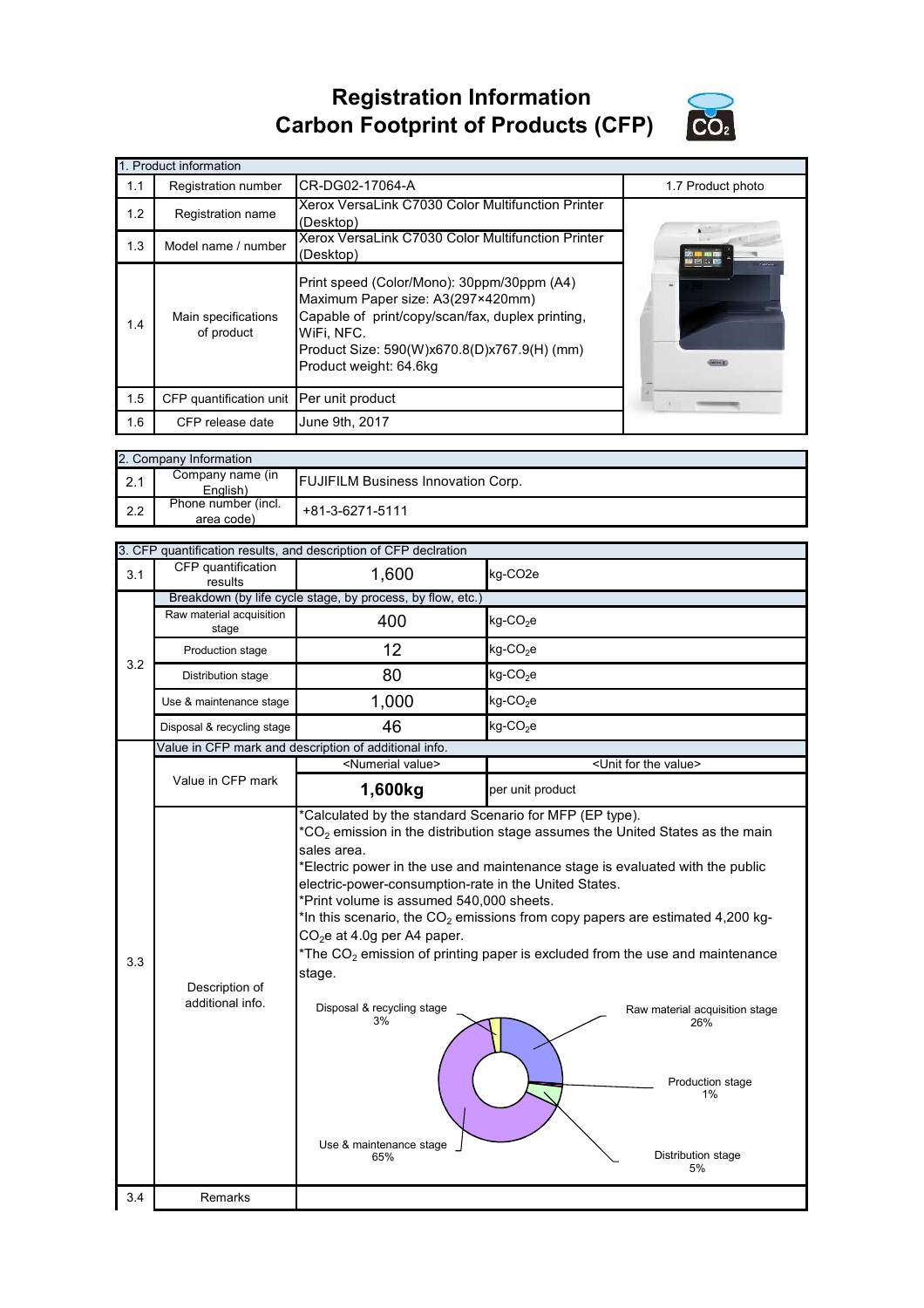# Registration Information
# Carbon Footprint of Products (CFP)

| 1. Product information | | | |
|---|---|---|---|
| 1.1 | Registration number | CR-DG02-17064-A | 1.7 Product photo |
| 1.2 | Registration name | Xerox VersaLink C7030 Color Multifunction Printer (Desktop) | |
| 1.3 | Model name / number | Xerox VersaLink C7030 Color Multifunction Printer (Desktop) | |
| 1.4 | Main specifications of product | Print speed (Color/Mono): 30ppm/30ppm (A4)<br>Maximum Paper size: A3(297×420mm)<br>Capable of print/copy/scan/fax, duplex printing, WiFi, NFC.<br>Product Size: 590(W)x670.8(D)x767.9(H) (mm)<br>Product weight: 64.6kg | |
| 1.5 | CFP quantification unit | Per unit product | |
| 1.6 | CFP release date | June 9th, 2017 | |

| 2. Company Information | | |
|---|---|---|
| 2.1 | Company name (in English) | FUJIFILM Business Innovation Corp. |
| 2.2 | Phone number (incl. area code) | +81-3-6271-5111 |

| 3. CFP quantification results, and description of CFP declration | | | |
|---|---|---|---|
| 3.1 | CFP quantification results | 1,600 | kg-CO2e |
| 3.2 | Breakdown (by life cycle stage, by process, by flow, etc.) | | |
| | Raw material acquisition stage | 400 | kg-$CO_2$e |
| | Production stage | 12 | kg-$CO_2$e |
| | Distribution stage | 80 | kg-$CO_2$e |
| | Use & maintenance stage | 1,000 | kg-$CO_2$e |
| | Disposal & recycling stage | 46 | kg-$CO_2$e |
| 3.3 | Value in CFP mark and description of additional info. | | |
| | Value in CFP mark | <Numerial value> | <Unit for the value> |
| | | **1,600kg** | per unit product |
| | Description of additional info. | *Calculated by the standard Scenario for MFP (EP type).<br>*$CO_2$ emission in the distribution stage assumes the United States as the main sales area.<br>*Electric power in the use and maintenance stage is evaluated with the public electric-power-consumption-rate in the United States.<br>*Print volume is assumed 540,000 sheets.<br>*In this scenario, the $CO_2$ emissions from copy papers are estimated 4,200 kg-$CO_2$e at 4.0g per A4 paper.<br>*The $CO_2$ emission of printing paper is excluded from the use and maintenance stage.<br><br>Raw material acquisition stage 26%<br>Production stage 1%<br>Distribution stage 5%<br>Use & maintenance stage 65%<br>Disposal & recycling stage 3% | |
| 3.4 | Remarks | | |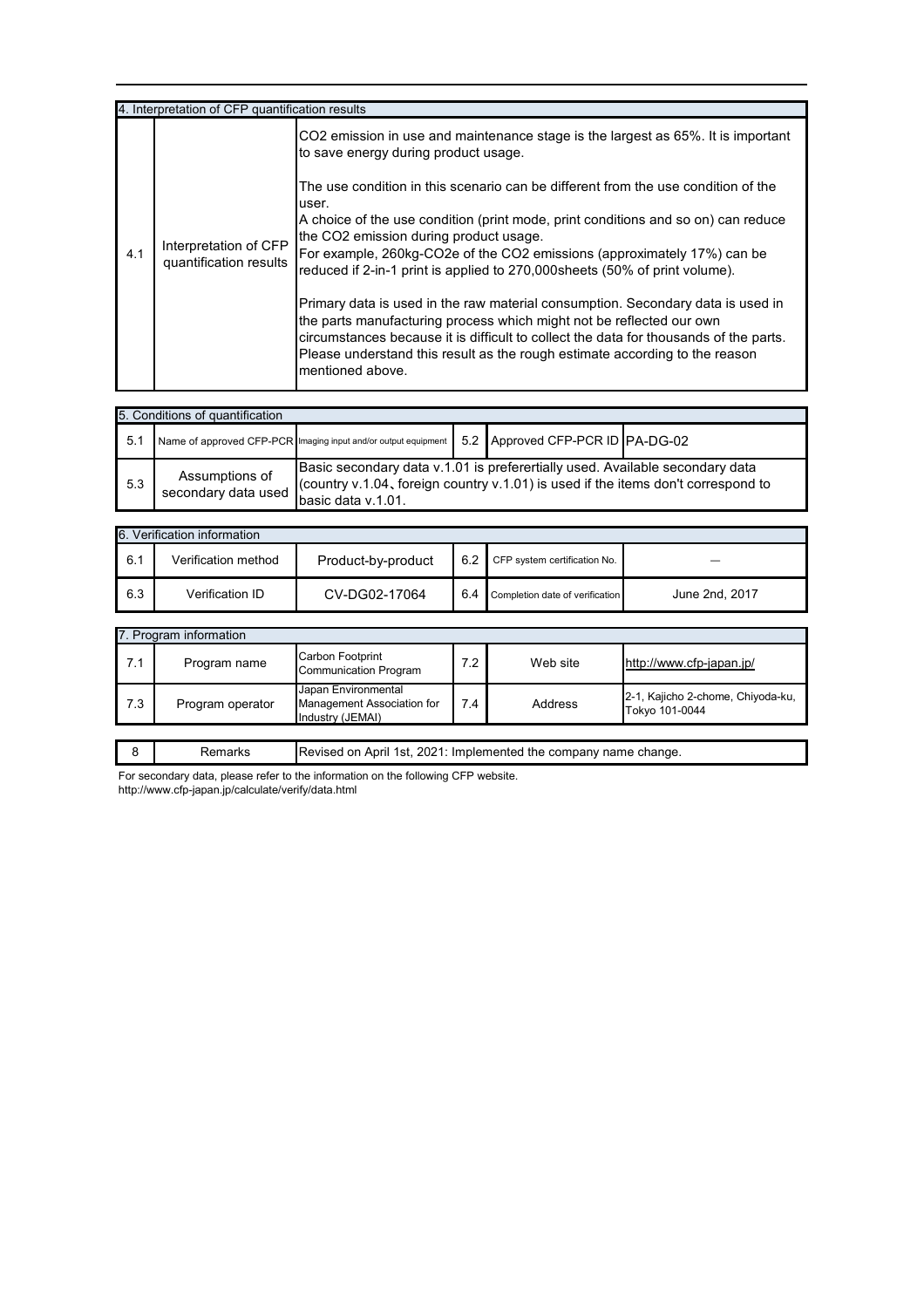| 4. Interpretation of CFP quantification results | | |
|---|---|---|
| 4.1 | Interpretation of CFP quantification results | $CO_2$ emission in use and maintenance stage is the largest as 65%. It is important to save energy during product usage.<br><br>The use condition in this scenario can be different from the use condition of the user.<br>A choice of the use condition (print mode, print conditions and so on) can reduce the $CO_2$ emission during product usage.<br>For example, 260kg-$CO_2$e of the $CO_2$ emissions (approximately 17%) can be reduced if 2-in-1 print is applied to 270,000sheets (50% of print volume).<br><br>Primary data is used in the raw material consumption. Secondary data is used in the parts manufacturing process which might not be reflected our own circumstances because it is difficult to collect the data for thousands of the parts. Please understand this result as the rough estimate according to the reason mentioned above. |

| 5. Conditions of quantification | | | | |
|---|---|---|---|---|
| 5.1 | Name of approved CFP-PCR | Imaging input and/or output equipment | 5.2 Approved CFP-PCR ID | PA-DG-02 |
| 5.3 | Assumptions of secondary data used | Basic secondary data v.1.01 is preferertially used. Available secondary data (country v.1.04、foreign country v.1.01) is used if the items don't correspond to basic data v.1.01. | | |

| 6. Verification information | | | | | |
|---|---|---|---|---|---|
| 6.1 | Verification method | Product-by-product | 6.2 | CFP system certification No. | — |
| 6.3 | Verification ID | CV-DG02-17064 | 6.4 | Completion date of verification | June 2nd, 2017 |

| 7. Program information | | | | | |
|---|---|---|---|---|---|
| 7.1 | Program name | Carbon Footprint Communication Program | 7.2 | Web site | http://www.cfp-japan.jp/ |
| 7.3 | Program operator | Japan Environmental Management Association for Industry (JEMAI) | 7.4 | Address | 2-1, Kajicho 2-chome, Chiyoda-ku, Tokyo 101-0044 |

| | | |
|---|---|---|
| 8 | Remarks | Revised on April 1st, 2021: Implemented the company name change. |

For secondary data, please refer to the information on the following CFP website.
http://www.cfp-japan.jp/calculate/verify/data.html